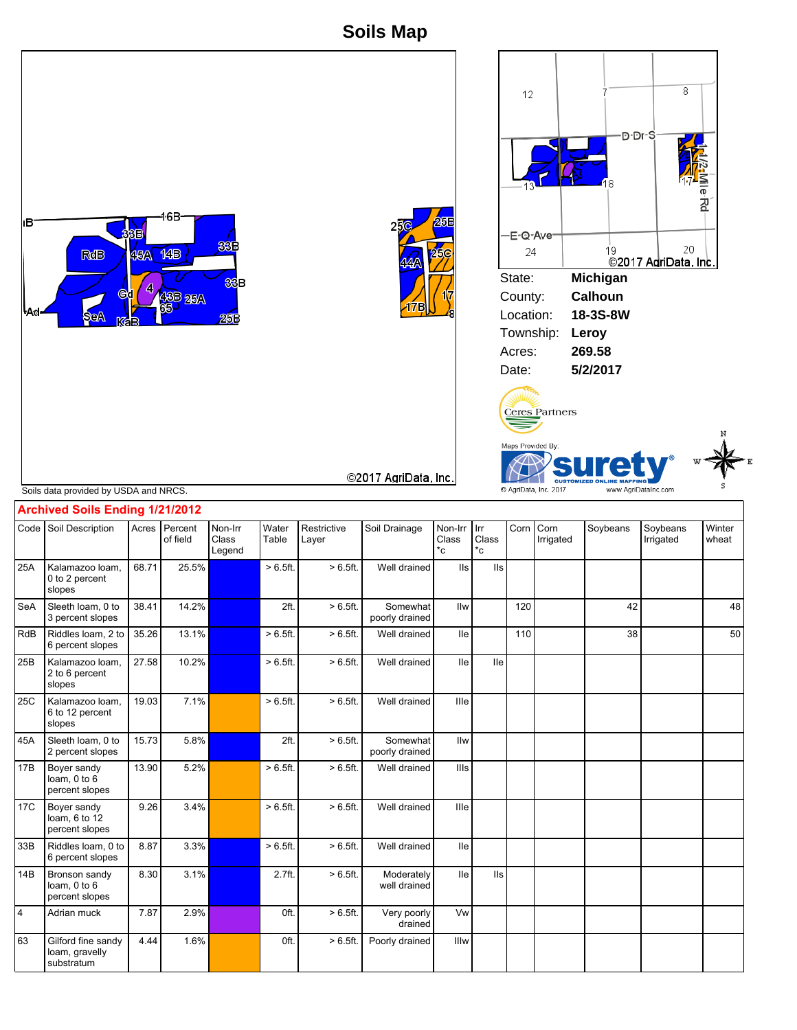# Soils Map

| | |
|---|---|
| State: | **Michigan** |
| County: | **Calhoun** |
| Location: | **18-3S-8W** |
| Township: | **Leroy** |
| Acres: | **269.58** |
| Date: | **5/2/2017** |

©2017 AgriData, Inc.

Soils data provided by USDA and NRCS.

Maps Provided By: surety® CUSTOMIZED ONLINE MAPPING © AgriData, Inc. 2017 www.AgriDataInc.com

## Archived Soils Ending 1/21/2012

| Code | Soil Description | Acres | Percent of field | Non-Irr Class Legend | Water Table | Restrictive Layer | Soil Drainage | Non-Irr Class *c | Irr Class *c | Corn | Corn Irrigated | Soybeans | Soybeans Irrigated | Winter wheat |
|---|---|---|---|---|---|---|---|---|---|---|---|---|---|---|
| 25A | Kalamazoo loam, 0 to 2 percent slopes | 68.71 | 25.5% | | > 6.5ft. | > 6.5ft. | Well drained | IIs | IIs | | | | | |
| SeA | Sleeth loam, 0 to 3 percent slopes | 38.41 | 14.2% | | 2ft. | > 6.5ft. | Somewhat poorly drained | IIw | | 120 | | 42 | | 48 |
| RdB | Riddles loam, 2 to 6 percent slopes | 35.26 | 13.1% | | > 6.5ft. | > 6.5ft. | Well drained | IIe | | 110 | | 38 | | 50 |
| 25B | Kalamazoo loam, 2 to 6 percent slopes | 27.58 | 10.2% | | > 6.5ft. | > 6.5ft. | Well drained | IIe | IIe | | | | | |
| 25C | Kalamazoo loam, 6 to 12 percent slopes | 19.03 | 7.1% | | > 6.5ft. | > 6.5ft. | Well drained | IIIe | | | | | | |
| 45A | Sleeth loam, 0 to 2 percent slopes | 15.73 | 5.8% | | 2ft. | > 6.5ft. | Somewhat poorly drained | IIw | | | | | | |
| 17B | Boyer sandy loam, 0 to 6 percent slopes | 13.90 | 5.2% | | > 6.5ft. | > 6.5ft. | Well drained | IIIs | | | | | | |
| 17C | Boyer sandy loam, 6 to 12 percent slopes | 9.26 | 3.4% | | > 6.5ft. | > 6.5ft. | Well drained | IIIe | | | | | | |
| 33B | Riddles loam, 0 to 6 percent slopes | 8.87 | 3.3% | | > 6.5ft. | > 6.5ft. | Well drained | IIe | | | | | | |
| 14B | Bronson sandy loam, 0 to 6 percent slopes | 8.30 | 3.1% | | 2.7ft. | > 6.5ft. | Moderately well drained | IIe | IIs | | | | | |
| 4 | Adrian muck | 7.87 | 2.9% | | 0ft. | > 6.5ft. | Very poorly drained | Vw | | | | | | |
| 63 | Gilford fine sandy loam, gravelly substratum | 4.44 | 1.6% | | 0ft. | > 6.5ft. | Poorly drained | IIIw | | | | | | |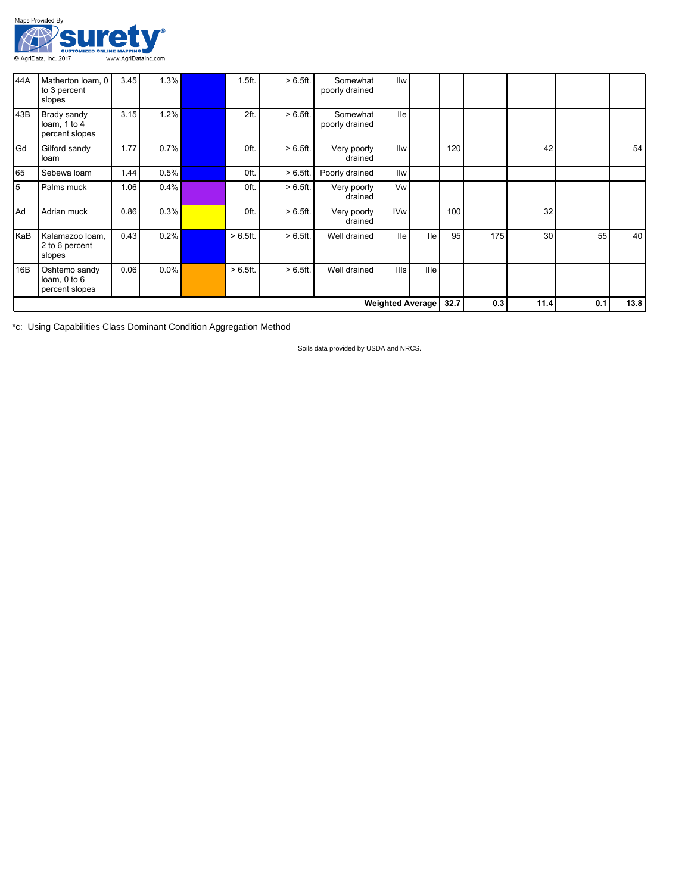| | | | | | | | | | | | | | | | |
|---|---|---|---|---|---|---|---|---|---|---|---|---|---|---|---|
| 44A | Matherton loam, 0 to 3 percent slopes | 3.45 | 1.3% | | 1.5ft. | > 6.5ft. | Somewhat poorly drained | IIw | | | | | | |
| 43B | Brady sandy loam, 1 to 4 percent slopes | 3.15 | 1.2% | | 2ft. | > 6.5ft. | Somewhat poorly drained | IIe | | | | | | |
| Gd | Gilford sandy loam | 1.77 | 0.7% | | 0ft. | > 6.5ft. | Very poorly drained | IIw | | 120 | | 42 | | 54 |
| 65 | Sebewa loam | 1.44 | 0.5% | | 0ft. | > 6.5ft. | Poorly drained | IIw | | | | | | |
| 5 | Palms muck | 1.06 | 0.4% | | 0ft. | > 6.5ft. | Very poorly drained | Vw | | | | | | |
| Ad | Adrian muck | 0.86 | 0.3% | | 0ft. | > 6.5ft. | Very poorly drained | IVw | | 100 | | 32 | | |
| KaB | Kalamazoo loam, 2 to 6 percent slopes | 0.43 | 0.2% | | > 6.5ft. | > 6.5ft. | Well drained | IIe | IIe | 95 | 175 | 30 | 55 | 40 |
| 16B | Oshtemo sandy loam, 0 to 6 percent slopes | 0.06 | 0.0% | | > 6.5ft. | > 6.5ft. | Well drained | IIIs | IIIe | | | | | |
| | | | | | | | | **Weighted Average** | | **32.7** | **0.3** | **11.4** | **0.1** | **13.8** |

*c: Using Capabilities Class Dominant Condition Aggregation Method

Soils data provided by USDA and NRCS.